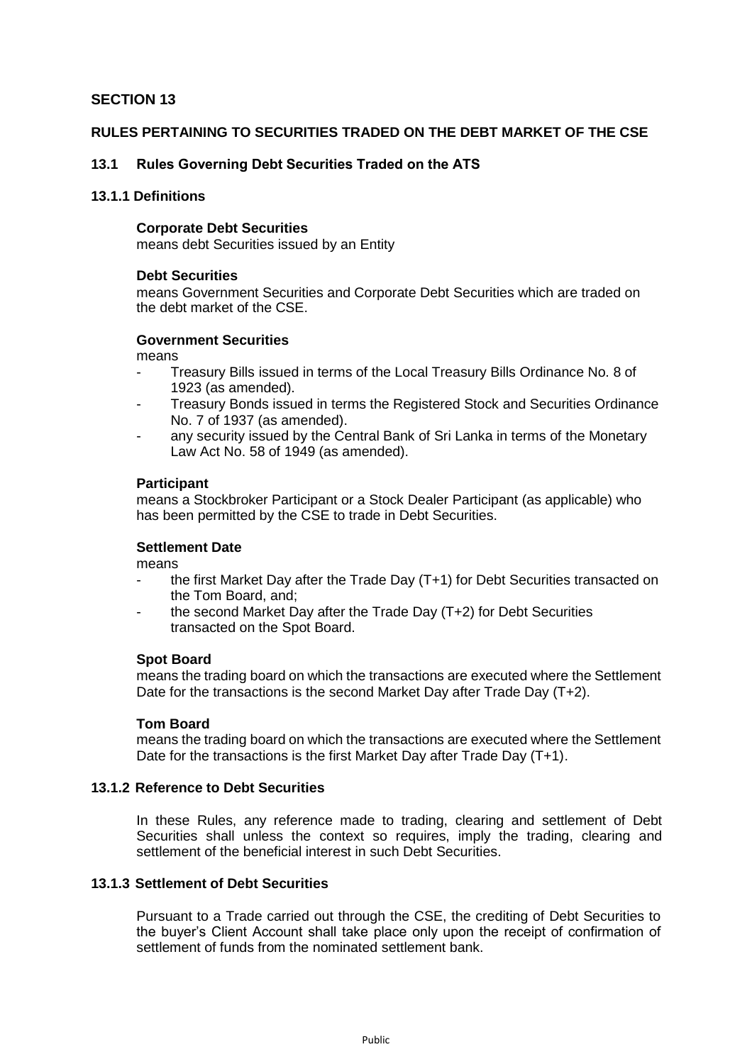# SECTION 13

## RULES PERTAINING TO SECURITIES TRADED ON THE DEBT MARKET OF THE CSE

### 13.1 Rules Governing Debt Securities Traded on the ATS

#### 13.1.1 Definitions

**Corporate Debt Securities**
means debt Securities issued by an Entity

**Debt Securities**
means Government Securities and Corporate Debt Securities which are traded on the debt market of the CSE.

**Government Securities**
means

- Treasury Bills issued in terms of the Local Treasury Bills Ordinance No. 8 of 1923 (as amended).
- Treasury Bonds issued in terms the Registered Stock and Securities Ordinance No. 7 of 1937 (as amended).
- any security issued by the Central Bank of Sri Lanka in terms of the Monetary Law Act No. 58 of 1949 (as amended).

**Participant**
means a Stockbroker Participant or a Stock Dealer Participant (as applicable) who has been permitted by the CSE to trade in Debt Securities.

**Settlement Date**
means

- the first Market Day after the Trade Day (T+1) for Debt Securities transacted on the Tom Board, and;
- the second Market Day after the Trade Day (T+2) for Debt Securities transacted on the Spot Board.

**Spot Board**
means the trading board on which the transactions are executed where the Settlement Date for the transactions is the second Market Day after Trade Day (T+2).

**Tom Board**
means the trading board on which the transactions are executed where the Settlement Date for the transactions is the first Market Day after Trade Day (T+1).

#### 13.1.2 Reference to Debt Securities

In these Rules, any reference made to trading, clearing and settlement of Debt Securities shall unless the context so requires, imply the trading, clearing and settlement of the beneficial interest in such Debt Securities.

#### 13.1.3 Settlement of Debt Securities

Pursuant to a Trade carried out through the CSE, the crediting of Debt Securities to the buyer's Client Account shall take place only upon the receipt of confirmation of settlement of funds from the nominated settlement bank.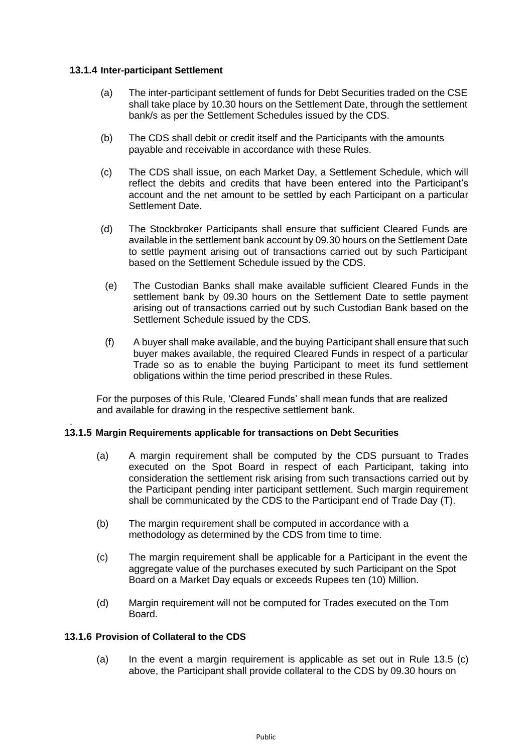#### 13.1.4 Inter-participant Settlement

(a) The inter-participant settlement of funds for Debt Securities traded on the CSE shall take place by 10.30 hours on the Settlement Date, through the settlement bank/s as per the Settlement Schedules issued by the CDS.

(b) The CDS shall debit or credit itself and the Participants with the amounts payable and receivable in accordance with these Rules.

(c) The CDS shall issue, on each Market Day, a Settlement Schedule, which will reflect the debits and credits that have been entered into the Participant's account and the net amount to be settled by each Participant on a particular Settlement Date.

(d) The Stockbroker Participants shall ensure that sufficient Cleared Funds are available in the settlement bank account by 09.30 hours on the Settlement Date to settle payment arising out of transactions carried out by such Participant based on the Settlement Schedule issued by the CDS.

(e) The Custodian Banks shall make available sufficient Cleared Funds in the settlement bank by 09.30 hours on the Settlement Date to settle payment arising out of transactions carried out by such Custodian Bank based on the Settlement Schedule issued by the CDS.

(f) A buyer shall make available, and the buying Participant shall ensure that such buyer makes available, the required Cleared Funds in respect of a particular Trade so as to enable the buying Participant to meet its fund settlement obligations within the time period prescribed in these Rules.

For the purposes of this Rule, 'Cleared Funds' shall mean funds that are realized and available for drawing in the respective settlement bank.

#### 13.1.5 Margin Requirements applicable for transactions on Debt Securities

(a) A margin requirement shall be computed by the CDS pursuant to Trades executed on the Spot Board in respect of each Participant, taking into consideration the settlement risk arising from such transactions carried out by the Participant pending inter participant settlement. Such margin requirement shall be communicated by the CDS to the Participant end of Trade Day (T).

(b) The margin requirement shall be computed in accordance with a methodology as determined by the CDS from time to time.

(c) The margin requirement shall be applicable for a Participant in the event the aggregate value of the purchases executed by such Participant on the Spot Board on a Market Day equals or exceeds Rupees ten (10) Million.

(d) Margin requirement will not be computed for Trades executed on the Tom Board.

#### 13.1.6 Provision of Collateral to the CDS

(a) In the event a margin requirement is applicable as set out in Rule 13.5 (c) above, the Participant shall provide collateral to the CDS by 09.30 hours on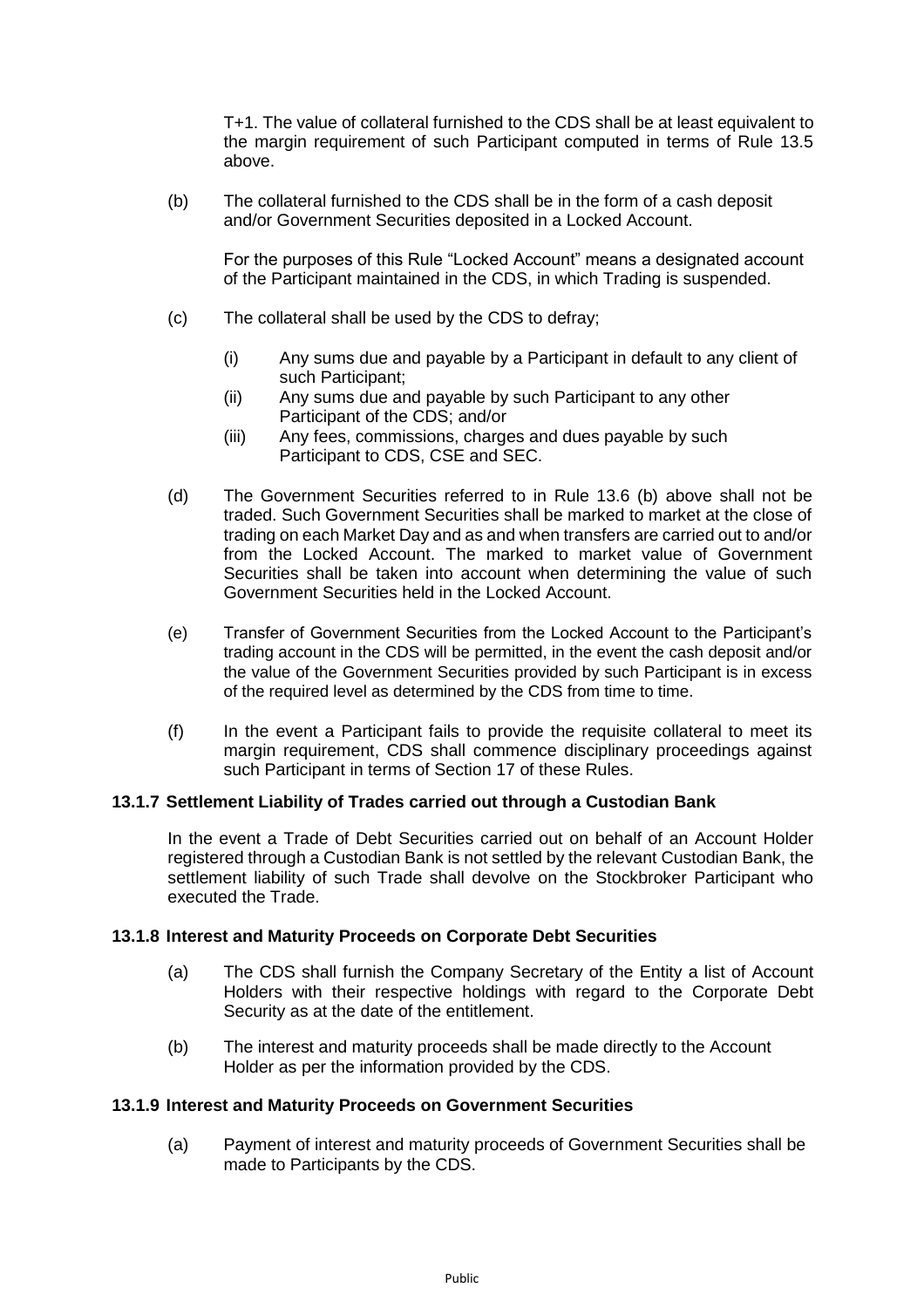T+1. The value of collateral furnished to the CDS shall be at least equivalent to the margin requirement of such Participant computed in terms of Rule 13.5 above.

(b) The collateral furnished to the CDS shall be in the form of a cash deposit and/or Government Securities deposited in a Locked Account.

For the purposes of this Rule "Locked Account" means a designated account of the Participant maintained in the CDS, in which Trading is suspended.

(c) The collateral shall be used by the CDS to defray;

(i) Any sums due and payable by a Participant in default to any client of such Participant;
(ii) Any sums due and payable by such Participant to any other Participant of the CDS; and/or
(iii) Any fees, commissions, charges and dues payable by such Participant to CDS, CSE and SEC.

(d) The Government Securities referred to in Rule 13.6 (b) above shall not be traded. Such Government Securities shall be marked to market at the close of trading on each Market Day and as and when transfers are carried out to and/or from the Locked Account. The marked to market value of Government Securities shall be taken into account when determining the value of such Government Securities held in the Locked Account.

(e) Transfer of Government Securities from the Locked Account to the Participant's trading account in the CDS will be permitted, in the event the cash deposit and/or the value of the Government Securities provided by such Participant is in excess of the required level as determined by the CDS from time to time.

(f) In the event a Participant fails to provide the requisite collateral to meet its margin requirement, CDS shall commence disciplinary proceedings against such Participant in terms of Section 17 of these Rules.

**13.1.7 Settlement Liability of Trades carried out through a Custodian Bank**

In the event a Trade of Debt Securities carried out on behalf of an Account Holder registered through a Custodian Bank is not settled by the relevant Custodian Bank, the settlement liability of such Trade shall devolve on the Stockbroker Participant who executed the Trade.

**13.1.8 Interest and Maturity Proceeds on Corporate Debt Securities**

(a) The CDS shall furnish the Company Secretary of the Entity a list of Account Holders with their respective holdings with regard to the Corporate Debt Security as at the date of the entitlement.

(b) The interest and maturity proceeds shall be made directly to the Account Holder as per the information provided by the CDS.

**13.1.9 Interest and Maturity Proceeds on Government Securities**

(a) Payment of interest and maturity proceeds of Government Securities shall be made to Participants by the CDS.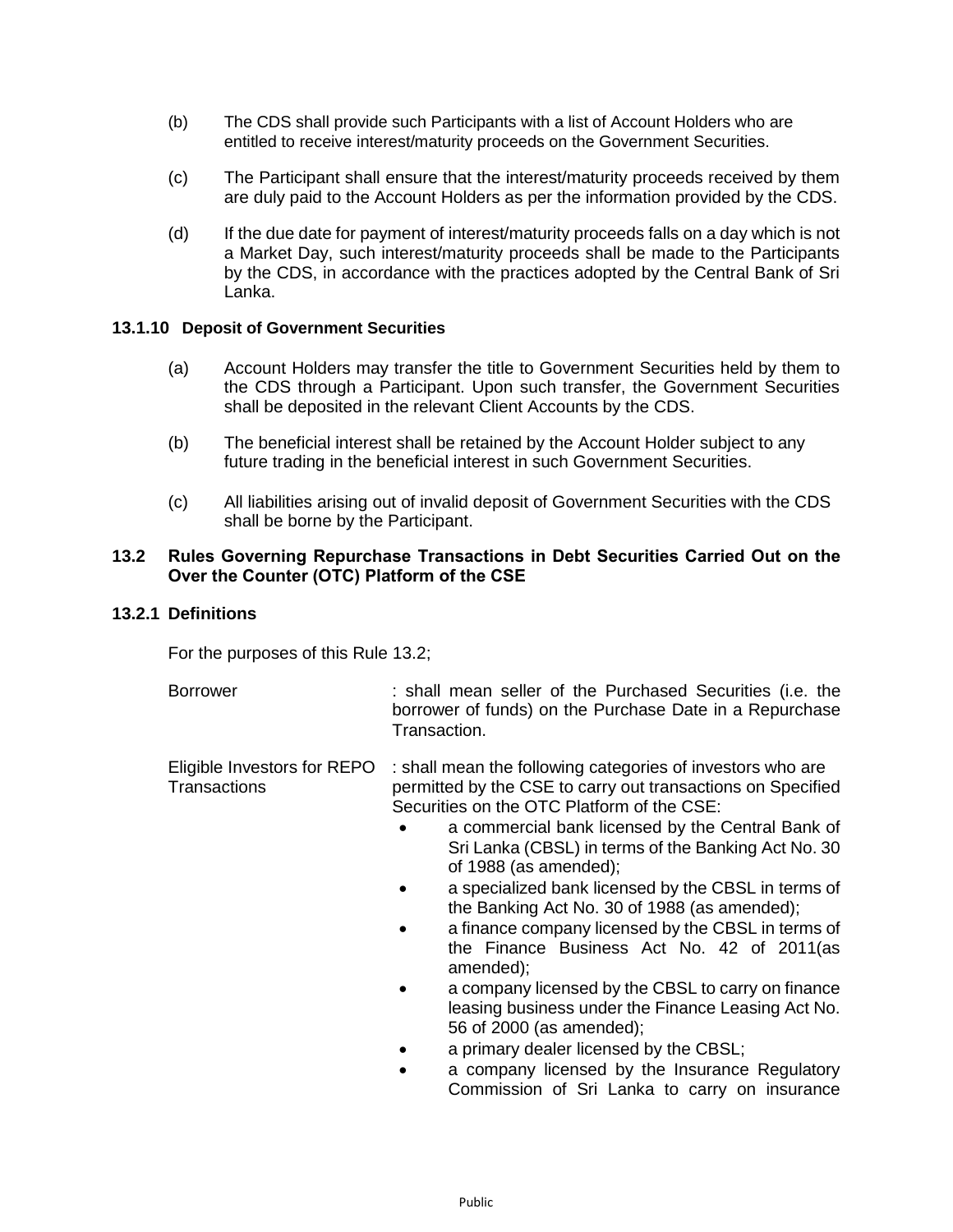(b) The CDS shall provide such Participants with a list of Account Holders who are entitled to receive interest/maturity proceeds on the Government Securities.

(c) The Participant shall ensure that the interest/maturity proceeds received by them are duly paid to the Account Holders as per the information provided by the CDS.

(d) If the due date for payment of interest/maturity proceeds falls on a day which is not a Market Day, such interest/maturity proceeds shall be made to the Participants by the CDS, in accordance with the practices adopted by the Central Bank of Sri Lanka.

**13.1.10 Deposit of Government Securities**

(a) Account Holders may transfer the title to Government Securities held by them to the CDS through a Participant. Upon such transfer, the Government Securities shall be deposited in the relevant Client Accounts by the CDS.

(b) The beneficial interest shall be retained by the Account Holder subject to any future trading in the beneficial interest in such Government Securities.

(c) All liabilities arising out of invalid deposit of Government Securities with the CDS shall be borne by the Participant.

## 13.2 Rules Governing Repurchase Transactions in Debt Securities Carried Out on the Over the Counter (OTC) Platform of the CSE

**13.2.1 Definitions**

For the purposes of this Rule 13.2;

Borrower : shall mean seller of the Purchased Securities (i.e. the borrower of funds) on the Purchase Date in a Repurchase Transaction.

Eligible Investors for REPO Transactions : shall mean the following categories of investors who are permitted by the CSE to carry out transactions on Specified Securities on the OTC Platform of the CSE:

- a commercial bank licensed by the Central Bank of Sri Lanka (CBSL) in terms of the Banking Act No. 30 of 1988 (as amended);
- a specialized bank licensed by the CBSL in terms of the Banking Act No. 30 of 1988 (as amended);
- a finance company licensed by the CBSL in terms of the Finance Business Act No. 42 of 2011(as amended);
- a company licensed by the CBSL to carry on finance leasing business under the Finance Leasing Act No. 56 of 2000 (as amended);
- a primary dealer licensed by the CBSL;
- a company licensed by the Insurance Regulatory Commission of Sri Lanka to carry on insurance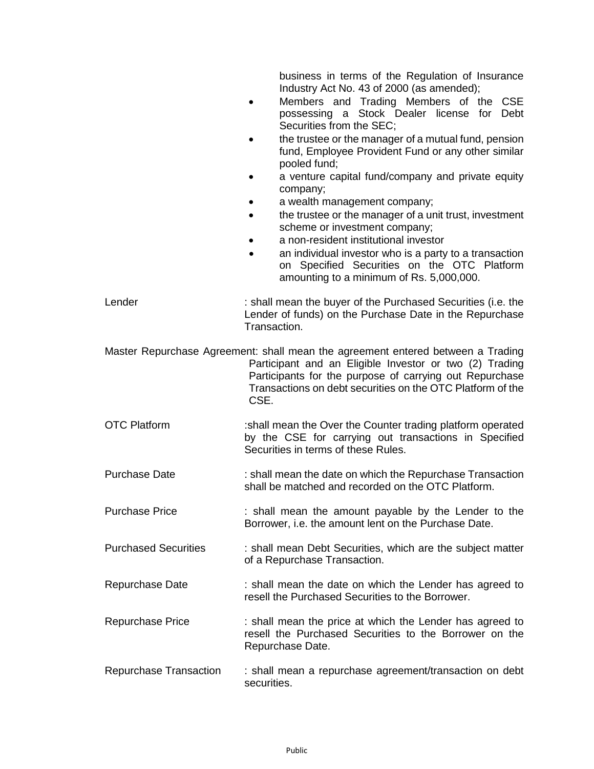business in terms of the Regulation of Insurance Industry Act No. 43 of 2000 (as amended);

- Members and Trading Members of the CSE possessing a Stock Dealer license for Debt Securities from the SEC;
- the trustee or the manager of a mutual fund, pension fund, Employee Provident Fund or any other similar pooled fund;
- a venture capital fund/company and private equity company;
- a wealth management company;
- the trustee or the manager of a unit trust, investment scheme or investment company;
- a non-resident institutional investor
- an individual investor who is a party to a transaction on Specified Securities on the OTC Platform amounting to a minimum of Rs. 5,000,000.

Lender : shall mean the buyer of the Purchased Securities (i.e. the Lender of funds) on the Purchase Date in the Repurchase Transaction.

Master Repurchase Agreement: shall mean the agreement entered between a Trading Participant and an Eligible Investor or two (2) Trading Participants for the purpose of carrying out Repurchase Transactions on debt securities on the OTC Platform of the CSE.

OTC Platform :shall mean the Over the Counter trading platform operated by the CSE for carrying out transactions in Specified Securities in terms of these Rules.

Purchase Date : shall mean the date on which the Repurchase Transaction shall be matched and recorded on the OTC Platform.

Purchase Price : shall mean the amount payable by the Lender to the Borrower, i.e. the amount lent on the Purchase Date.

Purchased Securities : shall mean Debt Securities, which are the subject matter of a Repurchase Transaction.

Repurchase Date : shall mean the date on which the Lender has agreed to resell the Purchased Securities to the Borrower.

Repurchase Price : shall mean the price at which the Lender has agreed to resell the Purchased Securities to the Borrower on the Repurchase Date.

Repurchase Transaction : shall mean a repurchase agreement/transaction on debt securities.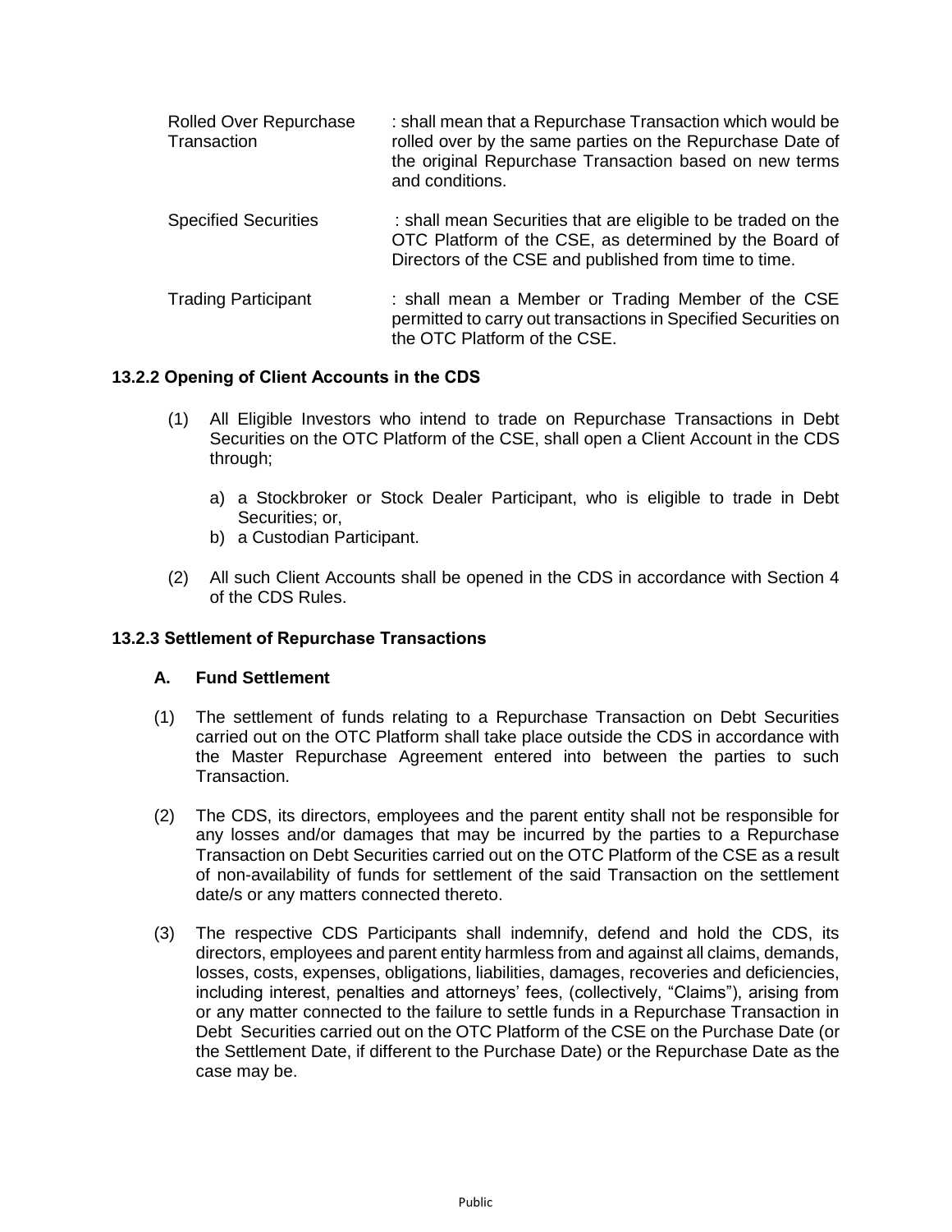| | |
|---|---|
| Rolled Over Repurchase Transaction | : shall mean that a Repurchase Transaction which would be rolled over by the same parties on the Repurchase Date of the original Repurchase Transaction based on new terms and conditions. |
| Specified Securities | : shall mean Securities that are eligible to be traded on the OTC Platform of the CSE, as determined by the Board of Directors of the CSE and published from time to time. |
| Trading Participant | : shall mean a Member or Trading Member of the CSE permitted to carry out transactions in Specified Securities on the OTC Platform of the CSE. |

### 13.2.2 Opening of Client Accounts in the CDS

(1) All Eligible Investors who intend to trade on Repurchase Transactions in Debt Securities on the OTC Platform of the CSE, shall open a Client Account in the CDS through;

   a) a Stockbroker or Stock Dealer Participant, who is eligible to trade in Debt Securities; or,
   b) a Custodian Participant.

(2) All such Client Accounts shall be opened in the CDS in accordance with Section 4 of the CDS Rules.

### 13.2.3 Settlement of Repurchase Transactions

#### A. Fund Settlement

(1) The settlement of funds relating to a Repurchase Transaction on Debt Securities carried out on the OTC Platform shall take place outside the CDS in accordance with the Master Repurchase Agreement entered into between the parties to such Transaction.

(2) The CDS, its directors, employees and the parent entity shall not be responsible for any losses and/or damages that may be incurred by the parties to a Repurchase Transaction on Debt Securities carried out on the OTC Platform of the CSE as a result of non-availability of funds for settlement of the said Transaction on the settlement date/s or any matters connected thereto.

(3) The respective CDS Participants shall indemnify, defend and hold the CDS, its directors, employees and parent entity harmless from and against all claims, demands, losses, costs, expenses, obligations, liabilities, damages, recoveries and deficiencies, including interest, penalties and attorneys' fees, (collectively, "Claims"), arising from or any matter connected to the failure to settle funds in a Repurchase Transaction in Debt Securities carried out on the OTC Platform of the CSE on the Purchase Date (or the Settlement Date, if different to the Purchase Date) or the Repurchase Date as the case may be.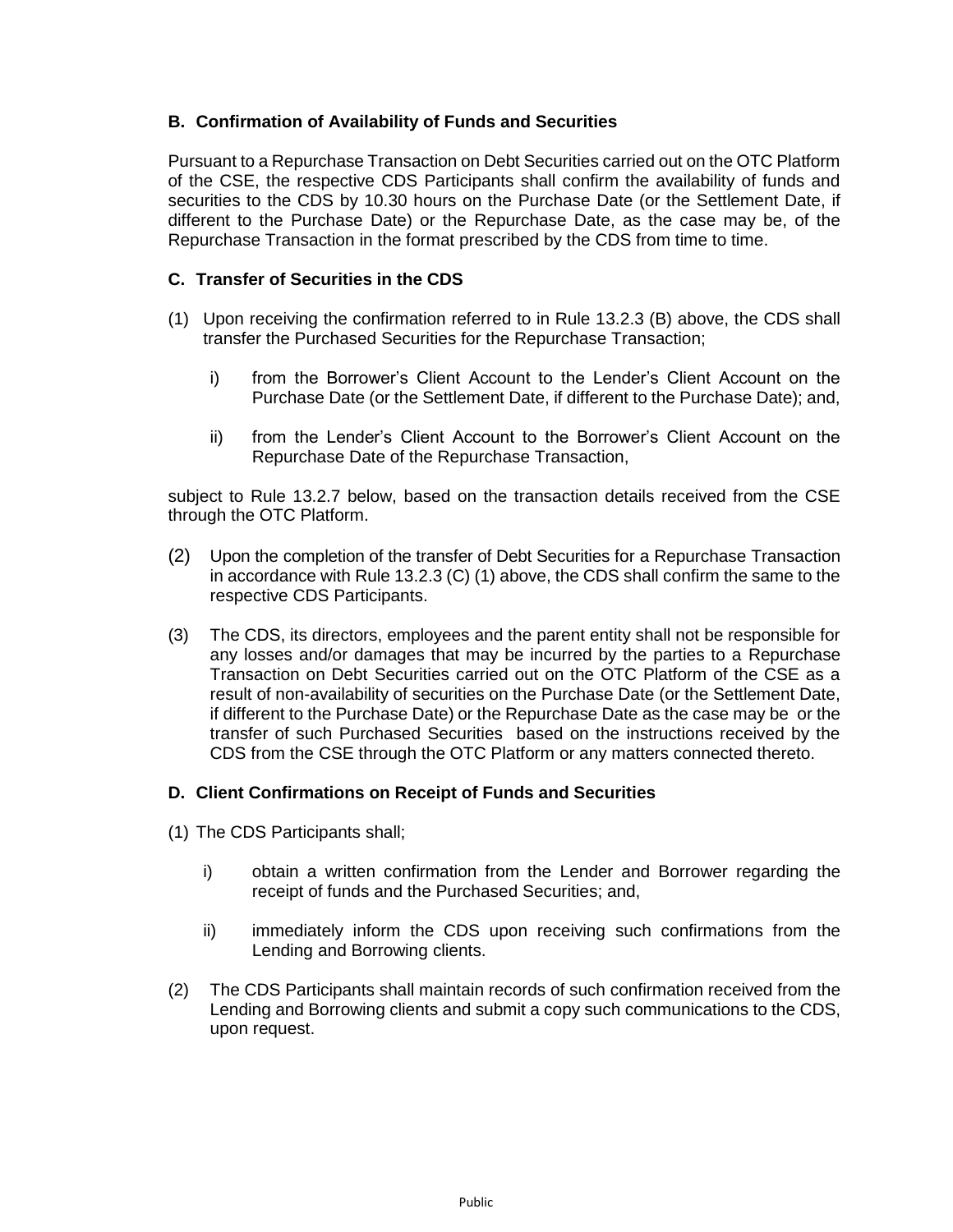### B. Confirmation of Availability of Funds and Securities

Pursuant to a Repurchase Transaction on Debt Securities carried out on the OTC Platform of the CSE, the respective CDS Participants shall confirm the availability of funds and securities to the CDS by 10.30 hours on the Purchase Date (or the Settlement Date, if different to the Purchase Date) or the Repurchase Date, as the case may be, of the Repurchase Transaction in the format prescribed by the CDS from time to time.

### C. Transfer of Securities in the CDS

(1) Upon receiving the confirmation referred to in Rule 13.2.3 (B) above, the CDS shall transfer the Purchased Securities for the Repurchase Transaction;

 i) from the Borrower's Client Account to the Lender's Client Account on the Purchase Date (or the Settlement Date, if different to the Purchase Date); and,

 ii) from the Lender's Client Account to the Borrower's Client Account on the Repurchase Date of the Repurchase Transaction,

subject to Rule 13.2.7 below, based on the transaction details received from the CSE through the OTC Platform.

(2) Upon the completion of the transfer of Debt Securities for a Repurchase Transaction in accordance with Rule 13.2.3 (C) (1) above, the CDS shall confirm the same to the respective CDS Participants.

(3) The CDS, its directors, employees and the parent entity shall not be responsible for any losses and/or damages that may be incurred by the parties to a Repurchase Transaction on Debt Securities carried out on the OTC Platform of the CSE as a result of non-availability of securities on the Purchase Date (or the Settlement Date, if different to the Purchase Date) or the Repurchase Date as the case may be or the transfer of such Purchased Securities based on the instructions received by the CDS from the CSE through the OTC Platform or any matters connected thereto.

### D. Client Confirmations on Receipt of Funds and Securities

(1) The CDS Participants shall;

 i) obtain a written confirmation from the Lender and Borrower regarding the receipt of funds and the Purchased Securities; and,

 ii) immediately inform the CDS upon receiving such confirmations from the Lending and Borrowing clients.

(2) The CDS Participants shall maintain records of such confirmation received from the Lending and Borrowing clients and submit a copy such communications to the CDS, upon request.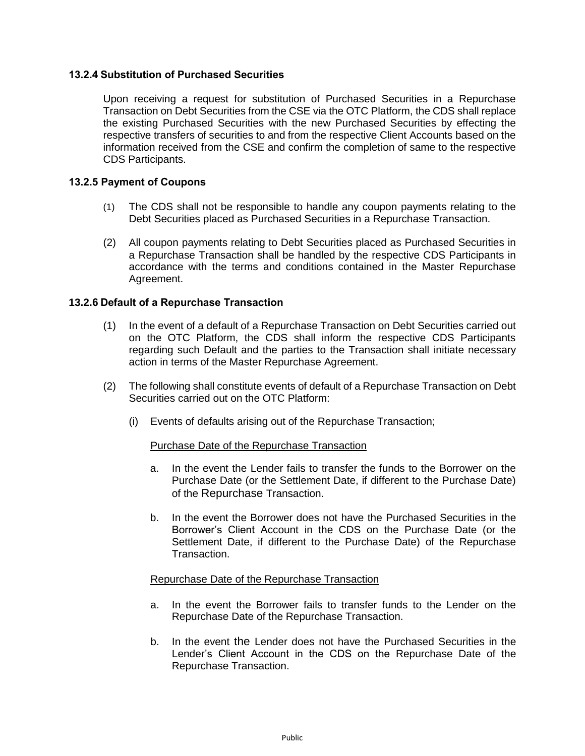### 13.2.4 Substitution of Purchased Securities

Upon receiving a request for substitution of Purchased Securities in a Repurchase Transaction on Debt Securities from the CSE via the OTC Platform, the CDS shall replace the existing Purchased Securities with the new Purchased Securities by effecting the respective transfers of securities to and from the respective Client Accounts based on the information received from the CSE and confirm the completion of same to the respective CDS Participants.

### 13.2.5 Payment of Coupons

(1) The CDS shall not be responsible to handle any coupon payments relating to the Debt Securities placed as Purchased Securities in a Repurchase Transaction.

(2) All coupon payments relating to Debt Securities placed as Purchased Securities in a Repurchase Transaction shall be handled by the respective CDS Participants in accordance with the terms and conditions contained in the Master Repurchase Agreement.

### 13.2.6 Default of a Repurchase Transaction

(1) In the event of a default of a Repurchase Transaction on Debt Securities carried out on the OTC Platform, the CDS shall inform the respective CDS Participants regarding such Default and the parties to the Transaction shall initiate necessary action in terms of the Master Repurchase Agreement.

(2) The following shall constitute events of default of a Repurchase Transaction on Debt Securities carried out on the OTC Platform:

(i) Events of defaults arising out of the Repurchase Transaction;

Purchase Date of the Repurchase Transaction

a. In the event the Lender fails to transfer the funds to the Borrower on the Purchase Date (or the Settlement Date, if different to the Purchase Date) of the Repurchase Transaction.

b. In the event the Borrower does not have the Purchased Securities in the Borrower's Client Account in the CDS on the Purchase Date (or the Settlement Date, if different to the Purchase Date) of the Repurchase Transaction.

Repurchase Date of the Repurchase Transaction

a. In the event the Borrower fails to transfer funds to the Lender on the Repurchase Date of the Repurchase Transaction.

b. In the event the Lender does not have the Purchased Securities in the Lender's Client Account in the CDS on the Repurchase Date of the Repurchase Transaction.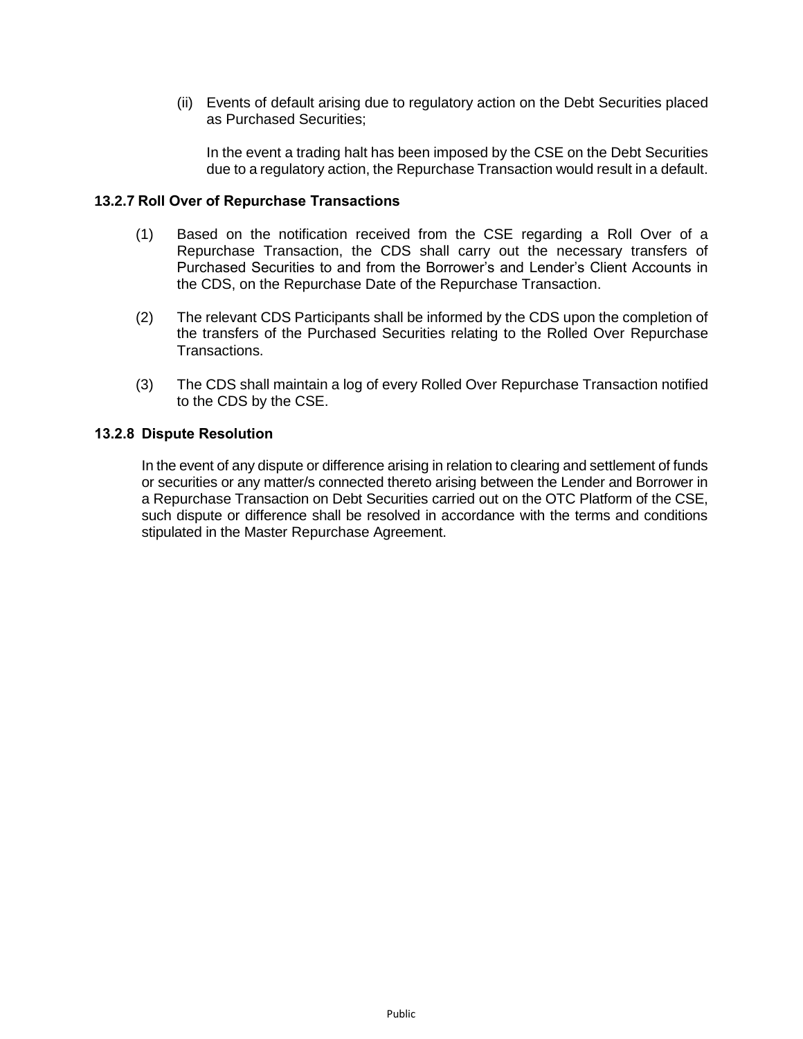(ii) Events of default arising due to regulatory action on the Debt Securities placed as Purchased Securities;

In the event a trading halt has been imposed by the CSE on the Debt Securities due to a regulatory action, the Repurchase Transaction would result in a default.

### 13.2.7 Roll Over of Repurchase Transactions

(1) Based on the notification received from the CSE regarding a Roll Over of a Repurchase Transaction, the CDS shall carry out the necessary transfers of Purchased Securities to and from the Borrower's and Lender's Client Accounts in the CDS, on the Repurchase Date of the Repurchase Transaction.

(2) The relevant CDS Participants shall be informed by the CDS upon the completion of the transfers of the Purchased Securities relating to the Rolled Over Repurchase Transactions.

(3) The CDS shall maintain a log of every Rolled Over Repurchase Transaction notified to the CDS by the CSE.

### 13.2.8 Dispute Resolution

In the event of any dispute or difference arising in relation to clearing and settlement of funds or securities or any matter/s connected thereto arising between the Lender and Borrower in a Repurchase Transaction on Debt Securities carried out on the OTC Platform of the CSE, such dispute or difference shall be resolved in accordance with the terms and conditions stipulated in the Master Repurchase Agreement.